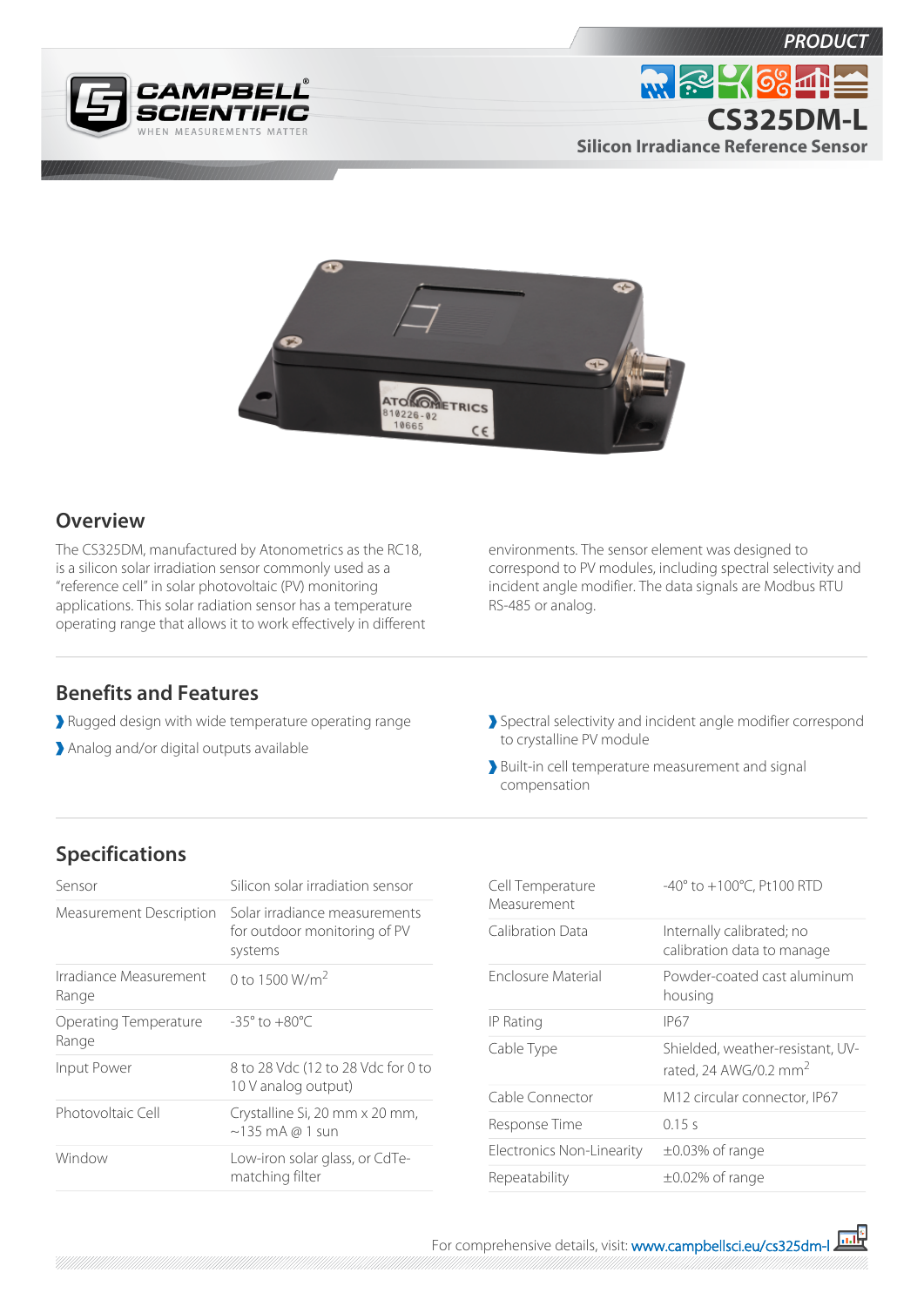PRODUCT

# CS325DM-L

## Silicon Irradiance Reference Sensor

## Overview

The CS325DM, manufactured by Atonometrics as the RC18, is a silicon solar irradiation sensor commonly used as a "reference cell" in solar photovoltaic (PV) monitoring applications. This solar radiation sensor has a temperature operating range that allows it to work effectively in different environments. The sensor element was designed to correspond to PV modules, including spectral selectivity and incident angle modifier. The data signals are Modbus RTU RS-485 or analog.

## Benefits and Features

- Rugged design with wide temperature operating range
- Analog and/or digital outputs available
- Spectral selectivity and incident angle modifier correspond to crystalline PV module
- Built-in cell temperature measurement and signal compensation

## Specifications

| | |
|---|---|
| Sensor | Silicon solar irradiation sensor |
| Measurement Description | Solar irradiance measurements for outdoor monitoring of PV systems |
| Irradiance Measurement Range | 0 to 1500 W/m$^2$ |
| Operating Temperature Range | -35° to +80°C |
| Input Power | 8 to 28 Vdc (12 to 28 Vdc for 0 to 10 V analog output) |
| Photovoltaic Cell | Crystalline Si, 20 mm x 20 mm, ~135 mA @ 1 sun |
| Window | Low-iron solar glass, or CdTe-matching filter |
| Cell Temperature Measurement | -40° to +100°C, Pt100 RTD |
| Calibration Data | Internally calibrated; no calibration data to manage |
| Enclosure Material | Powder-coated cast aluminum housing |
| IP Rating | IP67 |
| Cable Type | Shielded, weather-resistant, UV-rated, 24 AWG/0.2 mm$^2$ |
| Cable Connector | M12 circular connector, IP67 |
| Response Time | 0.15 s |
| Electronics Non-Linearity | ±0.03% of range |
| Repeatability | ±0.02% of range |

For comprehensive details, visit: www.campbellsci.eu/cs325dm-l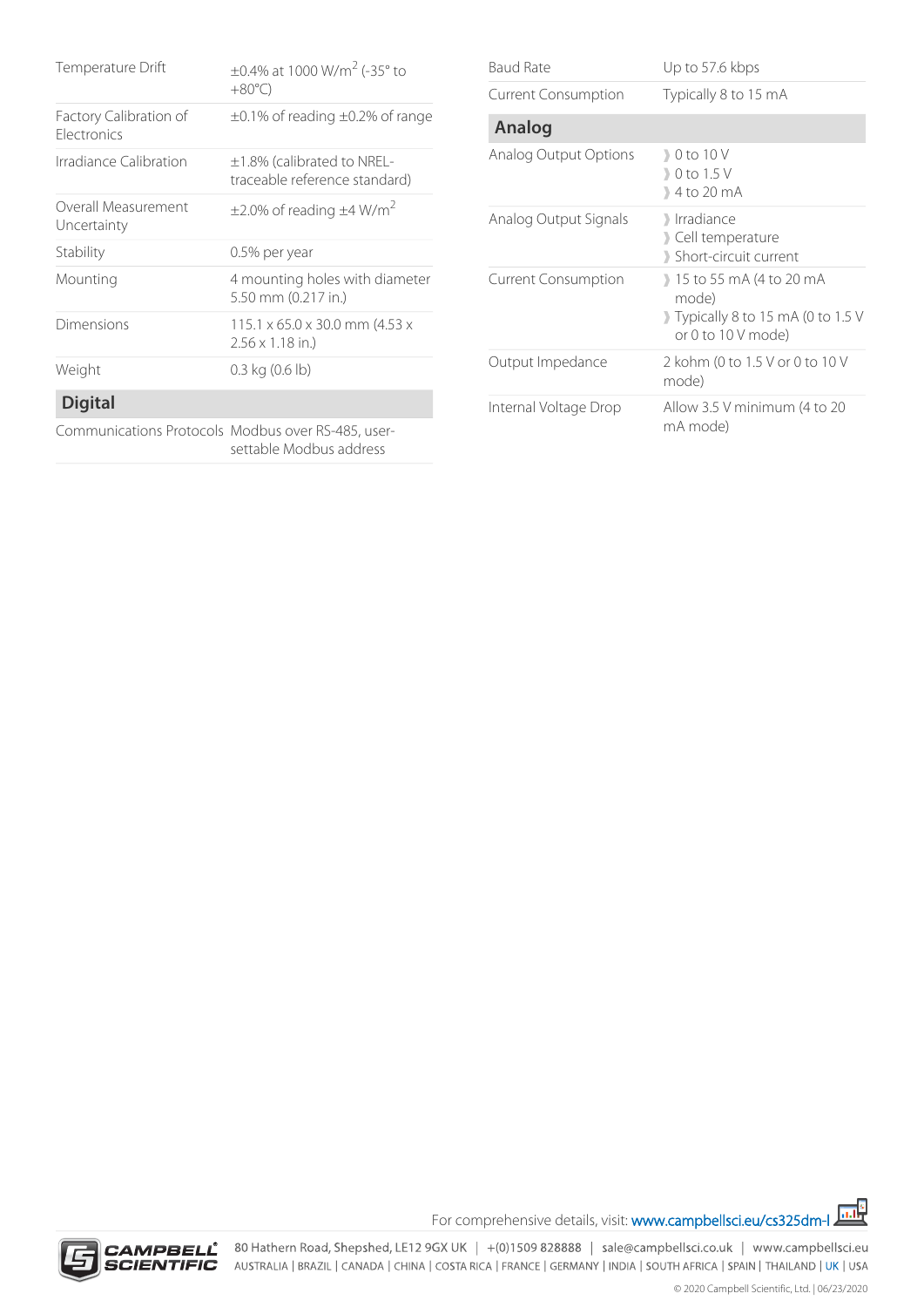| | |
|---|---|
| Temperature Drift | ±0.4% at 1000 W/m² (-35° to +80°C) |
| Factory Calibration of Electronics | ±0.1% of reading ±0.2% of range |
| Irradiance Calibration | ±1.8% (calibrated to NREL-traceable reference standard) |
| Overall Measurement Uncertainty | ±2.0% of reading ±4 W/m² |
| Stability | 0.5% per year |
| Mounting | 4 mounting holes with diameter 5.50 mm (0.217 in.) |
| Dimensions | 115.1 x 65.0 x 30.0 mm (4.53 x 2.56 x 1.18 in.) |
| Weight | 0.3 kg (0.6 lb) |

## Digital

| | |
|---|---|
| Communications Protocols | Modbus over RS-485, user-settable Modbus address |
| Baud Rate | Up to 57.6 kbps |
| Current Consumption | Typically 8 to 15 mA |

## Analog

| | |
|---|---|
| Analog Output Options | 0 to 10 V<br>0 to 1.5 V<br>4 to 20 mA |
| Analog Output Signals | Irradiance<br>Cell temperature<br>Short-circuit current |
| Current Consumption | 15 to 55 mA (4 to 20 mA mode)<br>Typically 8 to 15 mA (0 to 1.5 V or 0 to 10 V mode) |
| Output Impedance | 2 kohm (0 to 1.5 V or 0 to 10 V mode) |
| Internal Voltage Drop | Allow 3.5 V minimum (4 to 20 mA mode) |

For comprehensive details, visit: www.campbellsci.eu/cs325dm-l

CAMPBELL SCIENTIFIC

80 Hathern Road, Shepshed, LE12 9GX UK | +(0)1509 828888 | sale@campbellsci.co.uk | www.campbellsci.eu

AUSTRALIA | BRAZIL | CANADA | CHINA | COSTA RICA | FRANCE | GERMANY | INDIA | SOUTH AFRICA | SPAIN | THAILAND | UK | USA

© 2020 Campbell Scientific, Ltd. | 06/23/2020